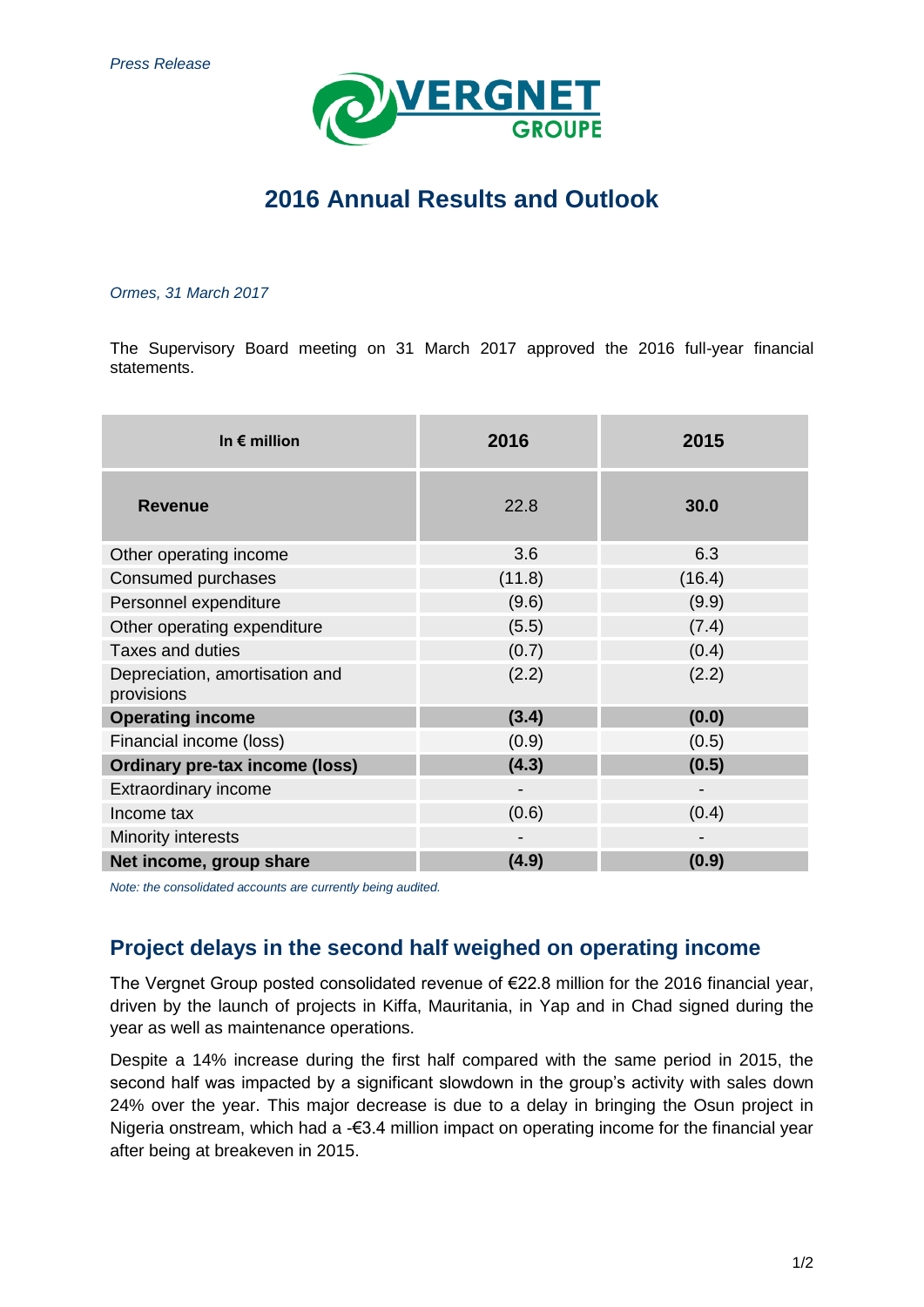*Press Release*

VERGNET GROUPE

# 2016 Annual Results and Outlook

*Ormes, 31 March 2017*

The Supervisory Board meeting on 31 March 2017 approved the 2016 full-year financial statements.

| In € million | 2016 | 2015 |
|---|---|---|
| **Revenue** | 22.8 | **30.0** |
| Other operating income | 3.6 | 6.3 |
| Consumed purchases | (11.8) | (16.4) |
| Personnel expenditure | (9.6) | (9.9) |
| Other operating expenditure | (5.5) | (7.4) |
| Taxes and duties | (0.7) | (0.4) |
| Depreciation, amortisation and provisions | (2.2) | (2.2) |
| **Operating income** | **(3.4)** | **(0.0)** |
| Financial income (loss) | (0.9) | (0.5) |
| **Ordinary pre-tax income (loss)** | **(4.3)** | **(0.5)** |
| Extraordinary income | - | - |
| Income tax | (0.6) | (0.4) |
| Minority interests | - | - |
| **Net income, group share** | **(4.9)** | **(0.9)** |

*Note: the consolidated accounts are currently being audited.*

## Project delays in the second half weighed on operating income

The Vergnet Group posted consolidated revenue of €22.8 million for the 2016 financial year, driven by the launch of projects in Kiffa, Mauritania, in Yap and in Chad signed during the year as well as maintenance operations.

Despite a 14% increase during the first half compared with the same period in 2015, the second half was impacted by a significant slowdown in the group's activity with sales down 24% over the year. This major decrease is due to a delay in bringing the Osun project in Nigeria onstream, which had a -€3.4 million impact on operating income for the financial year after being at breakeven in 2015.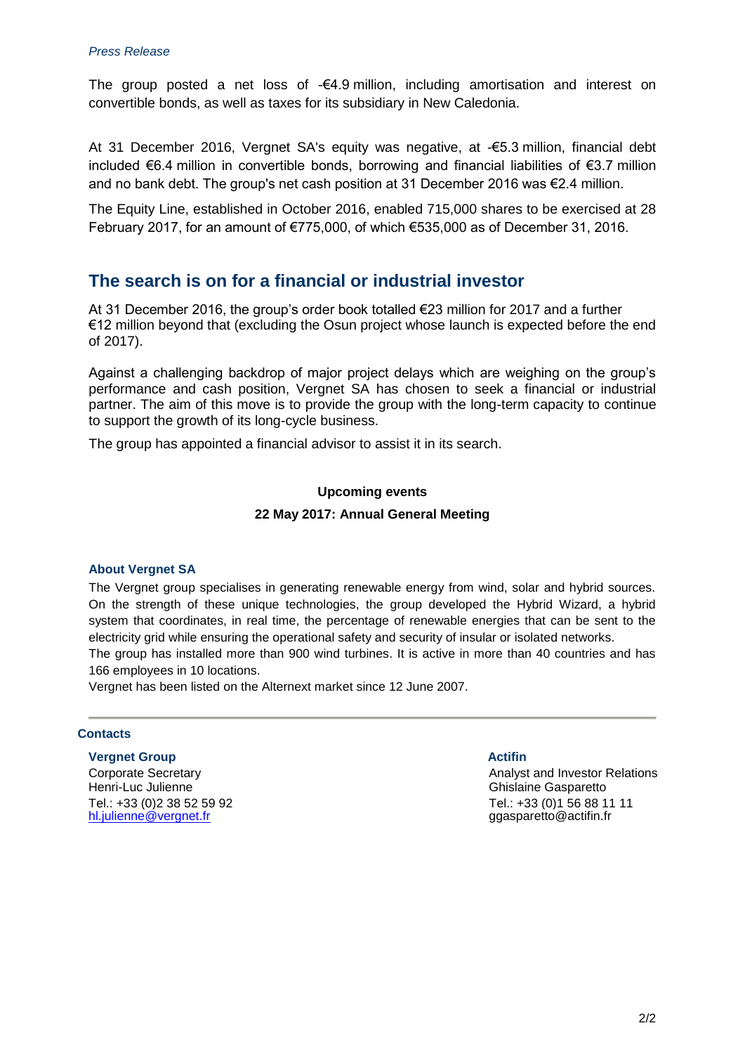The group posted a net loss of -€4.9 million, including amortisation and interest on convertible bonds, as well as taxes for its subsidiary in New Caledonia.

At 31 December 2016, Vergnet SA's equity was negative, at -€5.3 million, financial debt included €6.4 million in convertible bonds, borrowing and financial liabilities of €3.7 million and no bank debt. The group's net cash position at 31 December 2016 was €2.4 million.

The Equity Line, established in October 2016, enabled 715,000 shares to be exercised at 28 February 2017, for an amount of €775,000, of which €535,000 as of December 31, 2016.

## The search is on for a financial or industrial investor

At 31 December 2016, the group's order book totalled €23 million for 2017 and a further €12 million beyond that (excluding the Osun project whose launch is expected before the end of 2017).

Against a challenging backdrop of major project delays which are weighing on the group's performance and cash position, Vergnet SA has chosen to seek a financial or industrial partner. The aim of this move is to provide the group with the long-term capacity to continue to support the growth of its long-cycle business.

The group has appointed a financial advisor to assist it in its search.

**Upcoming events**

**22 May 2017: Annual General Meeting**

### About Vergnet SA

The Vergnet group specialises in generating renewable energy from wind, solar and hybrid sources. On the strength of these unique technologies, the group developed the Hybrid Wizard, a hybrid system that coordinates, in real time, the percentage of renewable energies that can be sent to the electricity grid while ensuring the operational safety and security of insular or isolated networks.

The group has installed more than 900 wind turbines. It is active in more than 40 countries and has 166 employees in 10 locations.

Vergnet has been listed on the Alternext market since 12 June 2007.

### Contacts

**Vergnet Group**
Corporate Secretary
Henri-Luc Julienne
Tel.: +33 (0)2 38 52 59 92
hl.julienne@vergnet.fr

**Actifin**
Analyst and Investor Relations
Ghislaine Gasparetto
Tel.: +33 (0)1 56 88 11 11
ggasparetto@actifin.fr